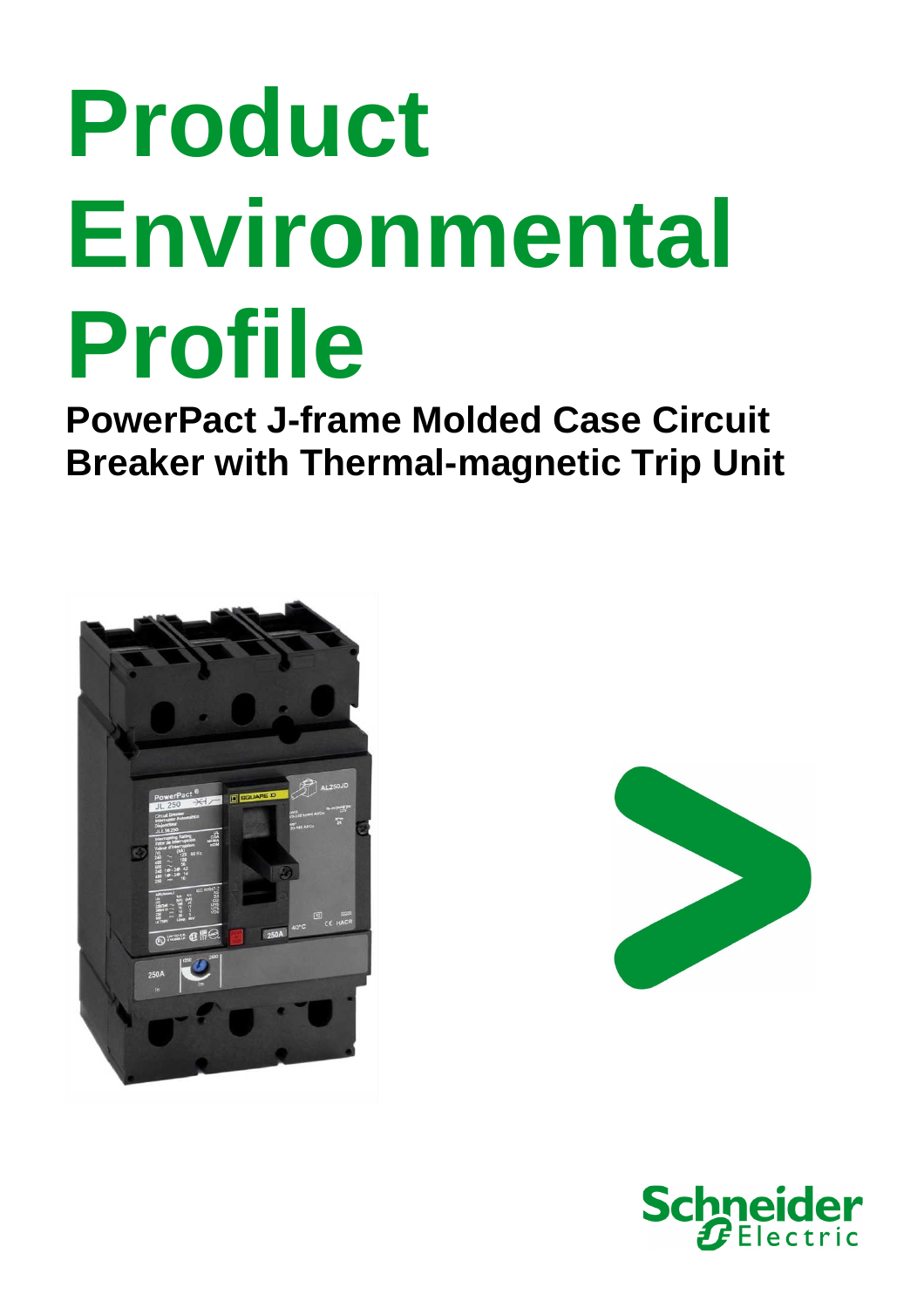# Product Environmental Profile

## PowerPact J-frame Molded Case Circuit Breaker with Thermal-magnetic Trip Unit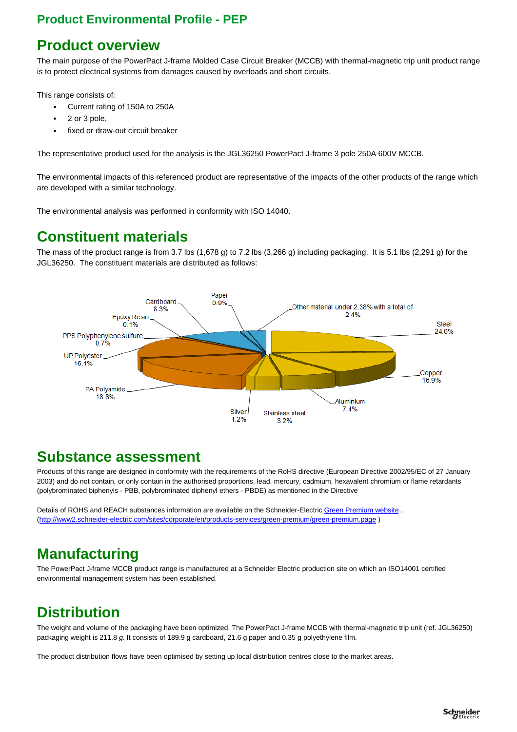## Product Environmental Profile - PEP

# Product overview

The main purpose of the PowerPact J-frame Molded Case Circuit Breaker (MCCB) with thermal-magnetic trip unit product range is to protect electrical systems from damages caused by overloads and short circuits.

This range consists of:

- Current rating of 150A to 250A
- 2 or 3 pole,
- fixed or draw-out circuit breaker

The representative product used for the analysis is the JGL36250 PowerPact J-frame 3 pole 250A 600V MCCB.

The environmental impacts of this referenced product are representative of the impacts of the other products of the range which are developed with a similar technology.

The environmental analysis was performed in conformity with ISO 14040.

# Constituent materials

The mass of the product range is from 3.7 lbs (1,678 g) to 7.2 lbs (3,266 g) including packaging.  It is 5.1 lbs (2,291 g) for the JGL36250.  The constituent materials are distributed as follows:

| Material | % |
|---|---|
| Steel | 24.0% |
| Copper | 16.9% |
| Aluminium | 7.4% |
| Stainless steel | 3.2% |
| Silver | 1.2% |
| PA Polyamide | 18.8% |
| UP Polyester | 16.1% |
| PPS Polyphenylene sulfure | 0.7% |
| Epoxy Resin | 0.1% |
| Cardboard | 8.3% |
| Paper | 0.9% |
| Other material under 2.38% with a total of | 2.4% |

# Substance assessment

Products of this range are designed in conformity with the requirements of the RoHS directive (European Directive 2002/95/EC of 27 January 2003) and do not contain, or only contain in the authorised proportions, lead, mercury, cadmium, hexavalent chromium or flame retardants (polybrominated biphenyls - PBB, polybrominated diphenyl ethers - PBDE) as mentioned in the Directive

Details of ROHS and REACH substances information are available on the Schneider-Electric Green Premium website . (http://www2.schneider-electric.com/sites/corporate/en/products-services/green-premium/green-premium.page )

# Manufacturing

The PowerPact J-frame MCCB product range is manufactured at a Schneider Electric production site on which an ISO14001 certified environmental management system has been established.

# Distribution

The weight and volume of the packaging have been optimized. The PowerPact J-frame MCCB with thermal-magnetic trip unit (ref. JGL36250) packaging weight is 211.8 *g*. It consists of 189.9 g cardboard, 21.6 g paper and 0.35 g polyethylene film.

The product distribution flows have been optimised by setting up local distribution centres close to the market areas.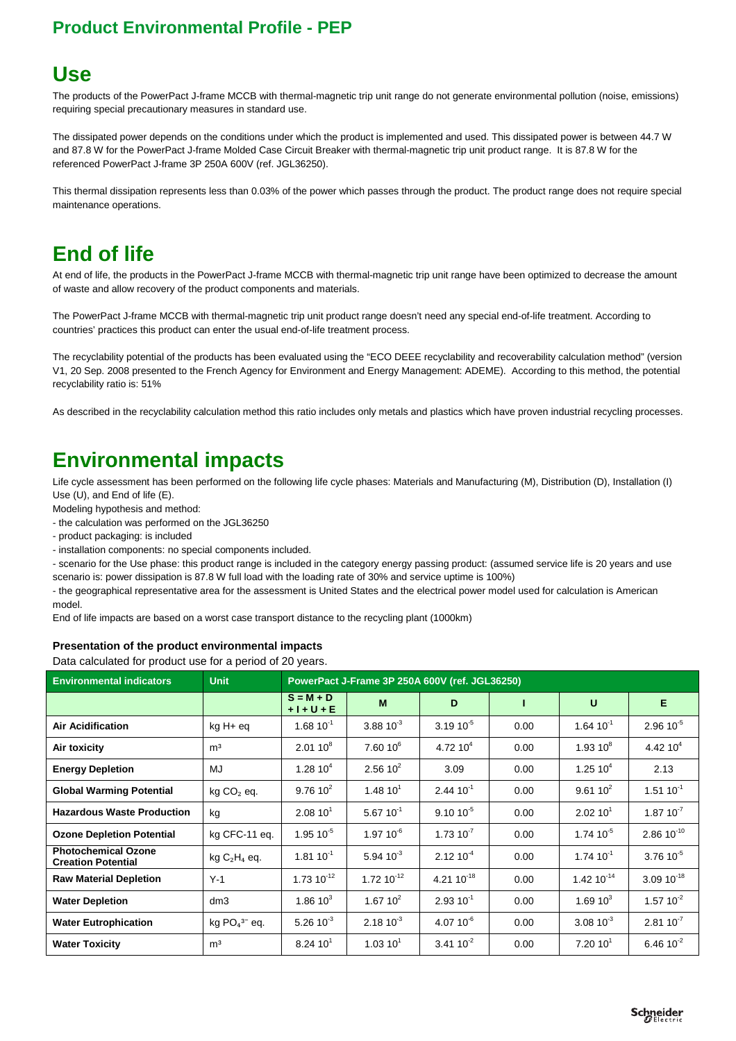## Product Environmental Profile - PEP

# Use

The products of the PowerPact J-frame MCCB with thermal-magnetic trip unit range do not generate environmental pollution (noise, emissions) requiring special precautionary measures in standard use.

The dissipated power depends on the conditions under which the product is implemented and used. This dissipated power is between 44.7 W and 87.8 W for the PowerPact J-frame Molded Case Circuit Breaker with thermal-magnetic trip unit product range. It is 87.8 W for the referenced PowerPact J-frame 3P 250A 600V (ref. JGL36250).

This thermal dissipation represents less than 0.03% of the power which passes through the product. The product range does not require special maintenance operations.

# End of life

At end of life, the products in the PowerPact J-frame MCCB with thermal-magnetic trip unit range have been optimized to decrease the amount of waste and allow recovery of the product components and materials.

The PowerPact J-frame MCCB with thermal-magnetic trip unit product range doesn't need any special end-of-life treatment. According to countries' practices this product can enter the usual end-of-life treatment process.

The recyclability potential of the products has been evaluated using the "ECO DEEE recyclability and recoverability calculation method" (version V1, 20 Sep. 2008 presented to the French Agency for Environment and Energy Management: ADEME). According to this method, the potential recyclability ratio is: 51%

As described in the recyclability calculation method this ratio includes only metals and plastics which have proven industrial recycling processes.

# Environmental impacts

Life cycle assessment has been performed on the following life cycle phases: Materials and Manufacturing (M), Distribution (D), Installation (I) Use (U), and End of life (E).

Modeling hypothesis and method:

- the calculation was performed on the JGL36250
- product packaging: is included
- installation components: no special components included.
- scenario for the Use phase: this product range is included in the category energy passing product: (assumed service life is 20 years and use scenario is: power dissipation is 87.8 W full load with the loading rate of 30% and service uptime is 100%)
- the geographical representative area for the assessment is United States and the electrical power model used for calculation is American model.

End of life impacts are based on a worst case transport distance to the recycling plant (1000km)

### Presentation of the product environmental impacts

Data calculated for product use for a period of 20 years.

| Environmental indicators | Unit | PowerPact J-Frame 3P 250A 600V (ref. JGL36250) | | | | | |
|---|---|---|---|---|---|---|---|
| | | S = M + D + I + U + E | M | D | I | U | E |
| **Air Acidification** | kg H+ eq | $1.68\ 10^{-1}$ | $3.88\ 10^{-3}$ | $3.19\ 10^{-5}$ | 0.00 | $1.64\ 10^{-1}$ | $2.96\ 10^{-5}$ |
| **Air toxicity** | m³ | $2.01\ 10^{8}$ | $7.60\ 10^{6}$ | $4.72\ 10^{4}$ | 0.00 | $1.93\ 10^{8}$ | $4.42\ 10^{4}$ |
| **Energy Depletion** | MJ | $1.28\ 10^{4}$ | $2.56\ 10^{2}$ | 3.09 | 0.00 | $1.25\ 10^{4}$ | 2.13 |
| **Global Warming Potential** | kg $CO_2$ eq. | $9.76\ 10^{2}$ | $1.48\ 10^{1}$ | $2.44\ 10^{-1}$ | 0.00 | $9.61\ 10^{2}$ | $1.51\ 10^{-1}$ |
| **Hazardous Waste Production** | kg | $2.08\ 10^{1}$ | $5.67\ 10^{-1}$ | $9.10\ 10^{-5}$ | 0.00 | $2.02\ 10^{1}$ | $1.87\ 10^{-7}$ |
| **Ozone Depletion Potential** | kg CFC-11 eq. | $1.95\ 10^{-5}$ | $1.97\ 10^{-6}$ | $1.73\ 10^{-7}$ | 0.00 | $1.74\ 10^{-5}$ | $2.86\ 10^{-10}$ |
| **Photochemical Ozone Creation Potential** | kg $C_2H_4$ eq. | $1.81\ 10^{-1}$ | $5.94\ 10^{-3}$ | $2.12\ 10^{-4}$ | 0.00 | $1.74\ 10^{-1}$ | $3.76\ 10^{-5}$ |
| **Raw Material Depletion** | Y-1 | $1.73\ 10^{-12}$ | $1.72\ 10^{-12}$ | $4.21\ 10^{-18}$ | 0.00 | $1.42\ 10^{-14}$ | $3.09\ 10^{-18}$ |
| **Water Depletion** | dm3 | $1.86\ 10^{3}$ | $1.67\ 10^{2}$ | $2.93\ 10^{-1}$ | 0.00 | $1.69\ 10^{3}$ | $1.57\ 10^{-2}$ |
| **Water Eutrophication** | kg $PO_4^{3-}$ eq. | $5.26\ 10^{-3}$ | $2.18\ 10^{-3}$ | $4.07\ 10^{-6}$ | 0.00 | $3.08\ 10^{-3}$ | $2.81\ 10^{-7}$ |
| **Water Toxicity** | m³ | $8.24\ 10^{1}$ | $1.03\ 10^{1}$ | $3.41\ 10^{-2}$ | 0.00 | $7.20\ 10^{1}$ | $6.46\ 10^{-2}$ |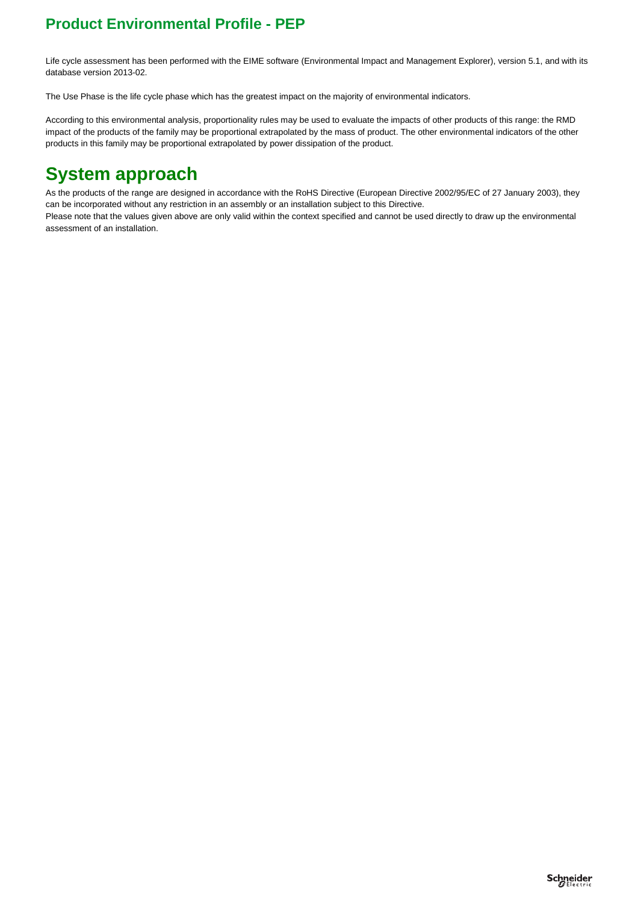## Product Environmental Profile - PEP

Life cycle assessment has been performed with the EIME software (Environmental Impact and Management Explorer), version 5.1, and with its database version 2013-02.

The Use Phase is the life cycle phase which has the greatest impact on the majority of environmental indicators.

According to this environmental analysis, proportionality rules may be used to evaluate the impacts of other products of this range: the RMD impact of the products of the family may be proportional extrapolated by the mass of product. The other environmental indicators of the other products in this family may be proportional extrapolated by power dissipation of the product.

# System approach

As the products of the range are designed in accordance with the RoHS Directive (European Directive 2002/95/EC of 27 January 2003), they can be incorporated without any restriction in an assembly or an installation subject to this Directive.
Please note that the values given above are only valid within the context specified and cannot be used directly to draw up the environmental assessment of an installation.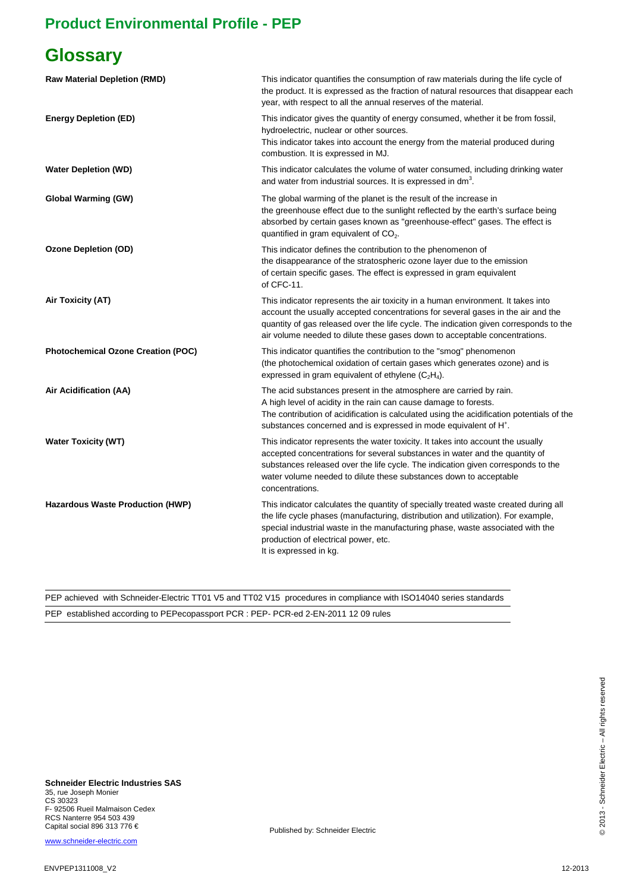## Glossary

| | |
|---|---|
| **Raw Material Depletion (RMD)** | This indicator quantifies the consumption of raw materials during the life cycle of the product. It is expressed as the fraction of natural resources that disappear each year, with respect to all the annual reserves of the material. |
| **Energy Depletion (ED)** | This indicator gives the quantity of energy consumed, whether it be from fossil, hydroelectric, nuclear or other sources. This indicator takes into account the energy from the material produced during combustion. It is expressed in MJ. |
| **Water Depletion (WD)** | This indicator calculates the volume of water consumed, including drinking water and water from industrial sources. It is expressed in $dm^3$. |
| **Global Warming (GW)** | The global warming of the planet is the result of the increase in the greenhouse effect due to the sunlight reflected by the earth's surface being absorbed by certain gases known as "greenhouse-effect" gases. The effect is quantified in gram equivalent of $CO_2$. |
| **Ozone Depletion (OD)** | This indicator defines the contribution to the phenomenon of the disappearance of the stratospheric ozone layer due to the emission of certain specific gases. The effect is expressed in gram equivalent of CFC-11. |
| **Air Toxicity (AT)** | This indicator represents the air toxicity in a human environment. It takes into account the usually accepted concentrations for several gases in the air and the quantity of gas released over the life cycle. The indication given corresponds to the air volume needed to dilute these gases down to acceptable concentrations. |
| **Photochemical Ozone Creation (POC)** | This indicator quantifies the contribution to the "smog" phenomenon (the photochemical oxidation of certain gases which generates ozone) and is expressed in gram equivalent of ethylene ($C_2H_4$). |
| **Air Acidification (AA)** | The acid substances present in the atmosphere are carried by rain. A high level of acidity in the rain can cause damage to forests. The contribution of acidification is calculated using the acidification potentials of the substances concerned and is expressed in mode equivalent of $H^+$. |
| **Water Toxicity (WT)** | This indicator represents the water toxicity. It takes into account the usually accepted concentrations for several substances in water and the quantity of substances released over the life cycle. The indication given corresponds to the water volume needed to dilute these substances down to acceptable concentrations. |
| **Hazardous Waste Production (HWP)** | This indicator calculates the quantity of specially treated waste created during all the life cycle phases (manufacturing, distribution and utilization). For example, special industrial waste in the manufacturing phase, waste associated with the production of electrical power, etc. It is expressed in kg. |

PEP achieved with Schneider-Electric TT01 V5 and TT02 V15 procedures in compliance with ISO14040 series standards

PEP established according to PEPecopassport PCR : PEP- PCR-ed 2-EN-2011 12 09 rules

**Schneider Electric Industries SAS**
35, rue Joseph Monier
CS 30323
F- 92506 Rueil Malmaison Cedex
RCS Nanterre 954 503 439
Capital social 896 313 776 €

www.schneider-electric.com

Published by: Schneider Electric

© 2013 - Schneider Electric – All rights reserved

ENVPEP1311008_V2

12-2013